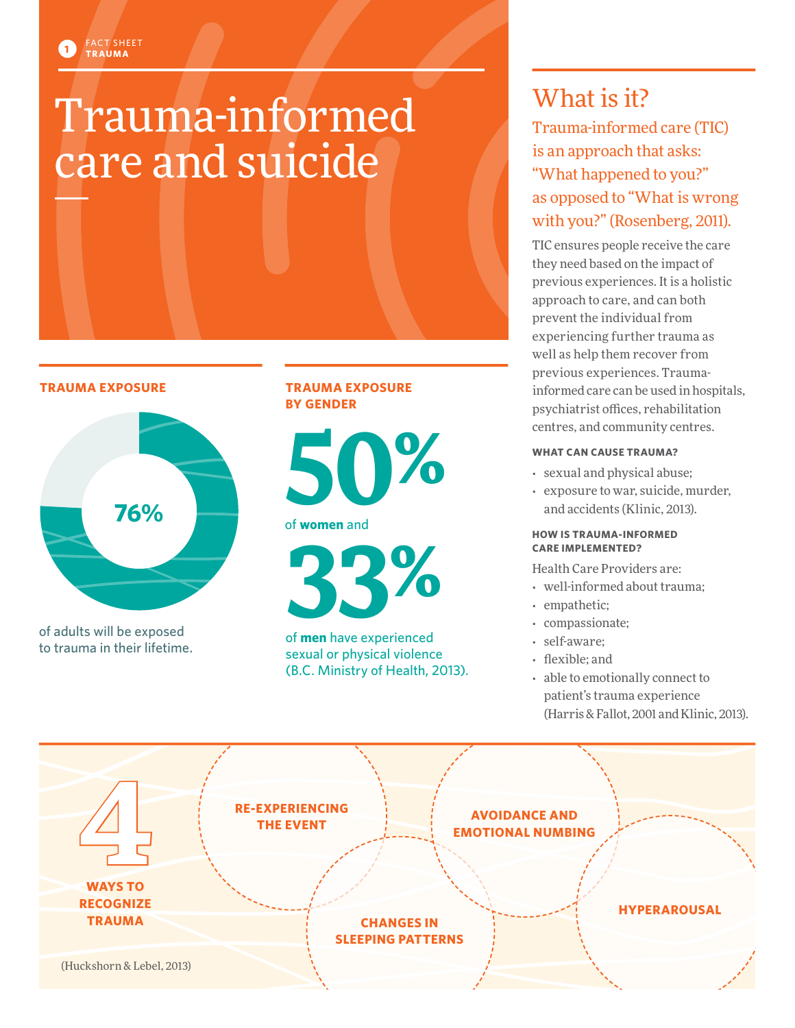FACT SHEET
TRAUMA

# Trauma-informed care and suicide

## TRAUMA EXPOSURE

**76%**

of adults will be exposed to trauma in their lifetime.

## TRAUMA EXPOSURE BY GENDER

**50%**

of **women** and

**33%**

of **men** have experienced sexual or physical violence (B.C. Ministry of Health, 2013).

## What is it?

Trauma-informed care (TIC) is an approach that asks: "What happened to you?" as opposed to "What is wrong with you?" (Rosenberg, 2011).

TIC ensures people receive the care they need based on the impact of previous experiences. It is a holistic approach to care, and can both prevent the individual from experiencing further trauma as well as help them recover from previous experiences. Trauma-informed care can be used in hospitals, psychiatrist offices, rehabilitation centres, and community centres.

### WHAT CAN CAUSE TRAUMA?

- sexual and physical abuse;
- exposure to war, suicide, murder, and accidents (Klinic, 2013).

### HOW IS TRAUMA-INFORMED CARE IMPLEMENTED?

Health Care Providers are:

- well-informed about trauma;
- empathetic;
- compassionate;
- self-aware;
- flexible; and
- able to emotionally connect to patient's trauma experience (Harris & Fallot, 2001 and Klinic, 2013).

## 4 WAYS TO RECOGNIZE TRAUMA

- RE-EXPERIENCING THE EVENT
- CHANGES IN SLEEPING PATTERNS
- AVOIDANCE AND EMOTIONAL NUMBING
- HYPERAROUSAL

(Huckshorn & Lebel, 2013)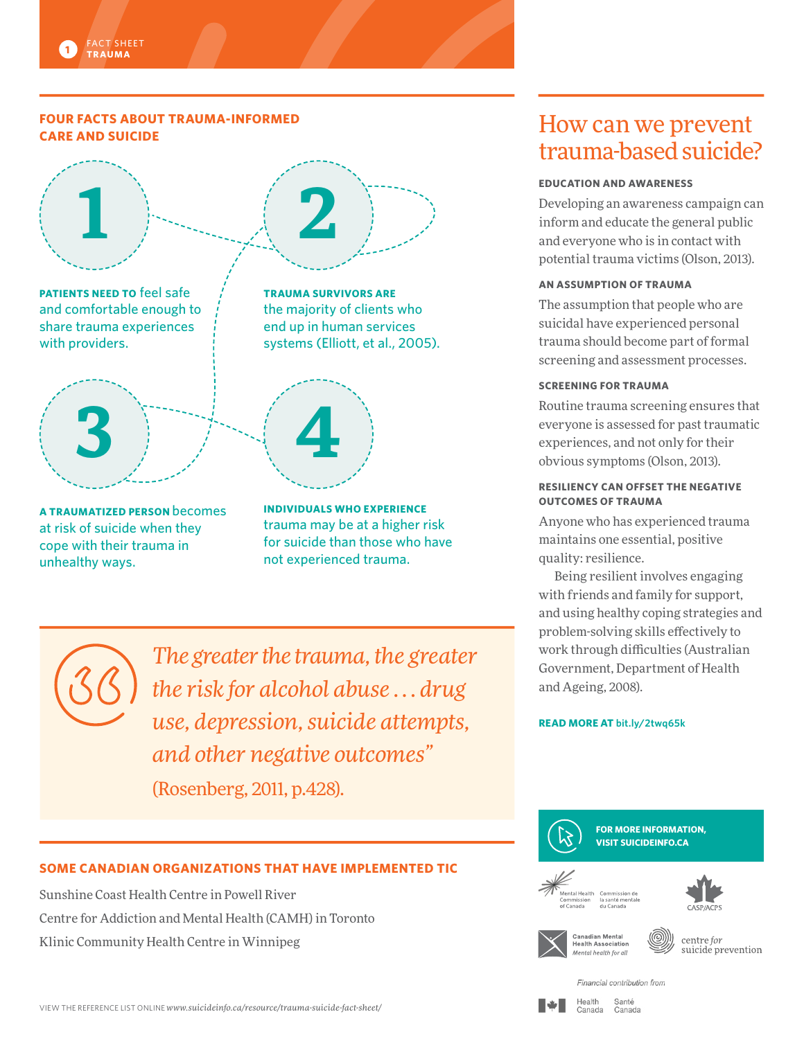## FOUR FACTS ABOUT TRAUMA-INFORMED CARE AND SUICIDE

**1**

**PATIENTS NEED TO** feel safe and comfortable enough to share trauma experiences with providers.

**2**

**TRAUMA SURVIVORS ARE** the majority of clients who end up in human services systems (Elliott, et al., 2005).

**3**

**A TRAUMATIZED PERSON** becomes at risk of suicide when they cope with their trauma in unhealthy ways.

**4**

**INDIVIDUALS WHO EXPERIENCE** trauma may be at a higher risk for suicide than those who have not experienced trauma.

> *The greater the trauma, the greater the risk for alcohol abuse … drug use, depression, suicide attempts, and other negative outcomes"*
>
> (Rosenberg, 2011, p.428).

## SOME CANADIAN ORGANIZATIONS THAT HAVE IMPLEMENTED TIC

Sunshine Coast Health Centre in Powell River

Centre for Addiction and Mental Health (CAMH) in Toronto

Klinic Community Health Centre in Winnipeg

# How can we prevent trauma-based suicide?

### EDUCATION AND AWARENESS

Developing an awareness campaign can inform and educate the general public and everyone who is in contact with potential trauma victims (Olson, 2013).

### AN ASSUMPTION OF TRAUMA

The assumption that people who are suicidal have experienced personal trauma should become part of formal screening and assessment processes.

### SCREENING FOR TRAUMA

Routine trauma screening ensures that everyone is assessed for past traumatic experiences, and not only for their obvious symptoms (Olson, 2013).

### RESILIENCY CAN OFFSET THE NEGATIVE OUTCOMES OF TRAUMA

Anyone who has experienced trauma maintains one essential, positive quality: resilience.

Being resilient involves engaging with friends and family for support, and using healthy coping strategies and problem-solving skills effectively to work through difficulties (Australian Government, Department of Health and Ageing, 2008).

**READ MORE AT** bit.ly/2twq65k

**FOR MORE INFORMATION, VISIT SUICIDEINFO.CA**

Mental Health Commission of Canada / Commission de la santé mentale du Canada

CASP/ACPS

Canadian Mental Health Association *Mental health for all*

centre *for* suicide prevention

*Financial contribution from*

Health Canada / Santé Canada

VIEW THE REFERENCE LIST ONLINE *www.suicideinfo.ca/resource/trauma-suicide-fact-sheet/*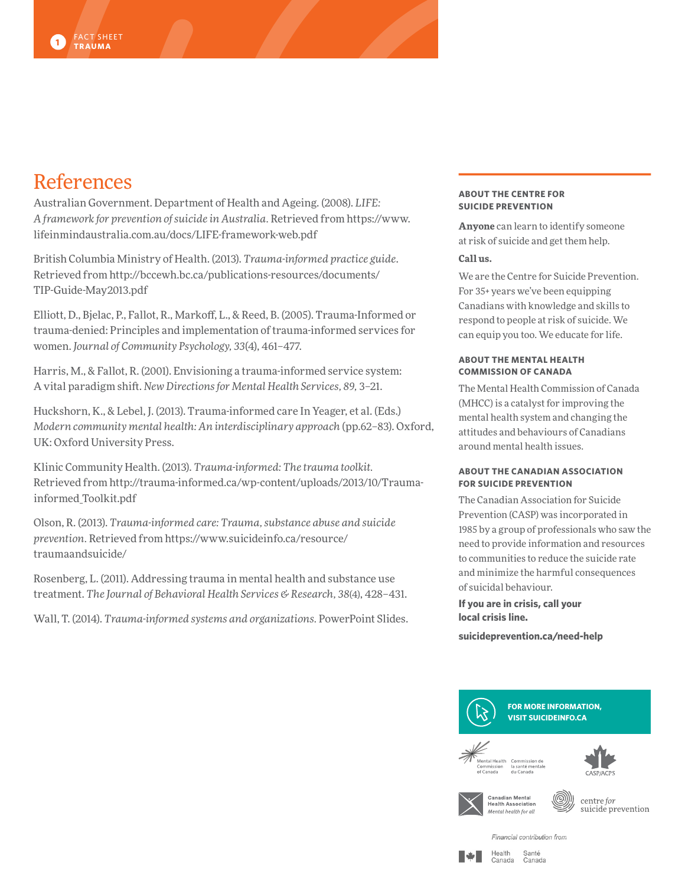## References

Australian Government. Department of Health and Ageing. (2008). *LIFE: A framework for prevention of suicide in Australia*. Retrieved from https://www.lifeinmindaustralia.com.au/docs/LIFE-framework-web.pdf

British Columbia Ministry of Health. (2013). *Trauma-informed practice guide*. Retrieved from http://bccewh.bc.ca/publications-resources/documents/TIP-Guide-May2013.pdf

Elliott, D., Bjelac, P., Fallot, R., Markoff, L., & Reed, B. (2005). Trauma-Informed or trauma-denied: Principles and implementation of trauma-informed services for women. *Journal of Community Psychology, 33*(4), 461–477.

Harris, M., & Fallot, R. (2001). Envisioning a trauma-informed service system: A vital paradigm shift. *New Directions for Mental Health Services, 89,* 3–21.

Huckshorn, K., & Lebel, J. (2013). Trauma-informed care In Yeager, et al. (Eds.) *Modern community mental health: An interdisciplinary approach* (pp.62–83). Oxford, UK: Oxford University Press.

Klinic Community Health. (2013). *Trauma-informed: The trauma toolkit.* Retrieved from http://trauma-informed.ca/wp-content/uploads/2013/10/Trauma-informed_Toolkit.pdf

Olson, R. (2013). *Trauma-informed care: Trauma, substance abuse and suicide prevention*. Retrieved from https://www.suicideinfo.ca/resource/traumaandsuicide/

Rosenberg, L. (2011). Addressing trauma in mental health and substance use treatment. *The Journal of Behavioral Health Services & Research, 38*(4), 428–431.

Wall, T. (2014). *Trauma-informed systems and organizations.* PowerPoint Slides.

### ABOUT THE CENTRE FOR SUICIDE PREVENTION

**Anyone** can learn to identify someone at risk of suicide and get them help.

**Call us.**

We are the Centre for Suicide Prevention. For 35+ years we've been equipping Canadians with knowledge and skills to respond to people at risk of suicide. We can equip you too. We educate for life.

### ABOUT THE MENTAL HEALTH COMMISSION OF CANADA

The Mental Health Commission of Canada (MHCC) is a catalyst for improving the mental health system and changing the attitudes and behaviours of Canadians around mental health issues.

### ABOUT THE CANADIAN ASSOCIATION FOR SUICIDE PREVENTION

The Canadian Association for Suicide Prevention (CASP) was incorporated in 1985 by a group of professionals who saw the need to provide information and resources to communities to reduce the suicide rate and minimize the harmful consequences of suicidal behaviour.

**If you are in crisis, call your local crisis line.**

**suicideprevention.ca/need-help**

**FOR MORE INFORMATION, VISIT SUICIDEINFO.CA**

Mental Health Commission of Canada / Commission de la santé mentale du Canada

CASP/ACPS

Canadian Mental Health Association — Mental health for all

centre *for* suicide prevention

Financial contribution from

Health Canada / Santé Canada